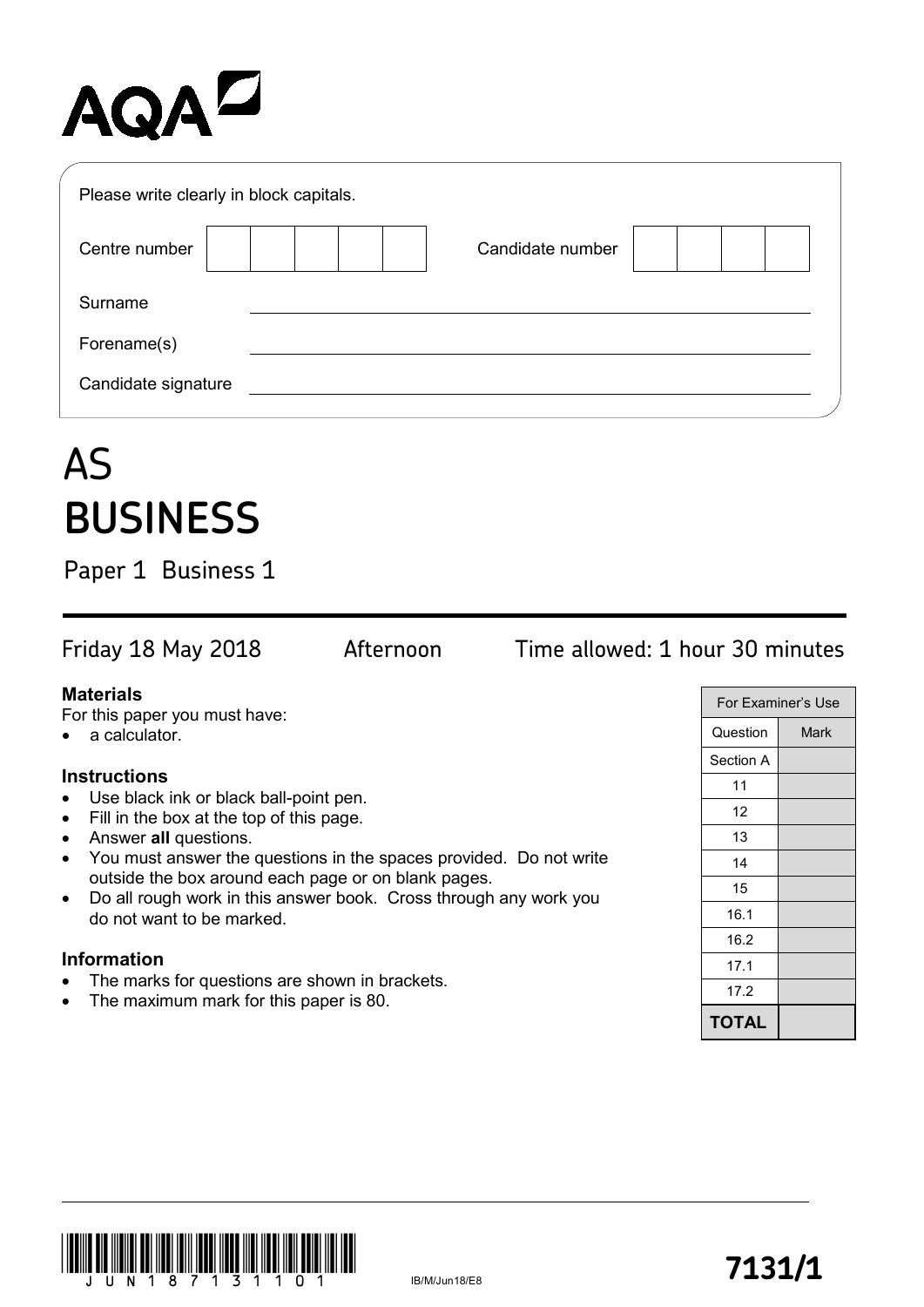AQA

Please write clearly in block capitals.

| Centre number | | | | | | Candidate number | | | | |
|---|---|---|---|---|---|---|---|---|---|---|

Surname ______________________________

Forename(s) ______________________________

Candidate signature ______________________________

# AS
# BUSINESS

## Paper 1 Business 1

Friday 18 May 2018 Afternoon Time allowed: 1 hour 30 minutes

**Materials**

For this paper you must have:

- a calculator.

**Instructions**

- Use black ink or black ball-point pen.
- Fill in the box at the top of this page.
- Answer **all** questions.
- You must answer the questions in the spaces provided. Do not write outside the box around each page or on blank pages.
- Do all rough work in this answer book. Cross through any work you do not want to be marked.

**Information**

- The marks for questions are shown in brackets.
- The maximum mark for this paper is 80.

| For Examiner's Use | |
|---|---|
| Question | Mark |
| Section A | |
| 11 | |
| 12 | |
| 13 | |
| 14 | |
| 15 | |
| 16.1 | |
| 16.2 | |
| 17.1 | |
| 17.2 | |
| **TOTAL** | |

IB/M/Jun18/E8

**7131/1**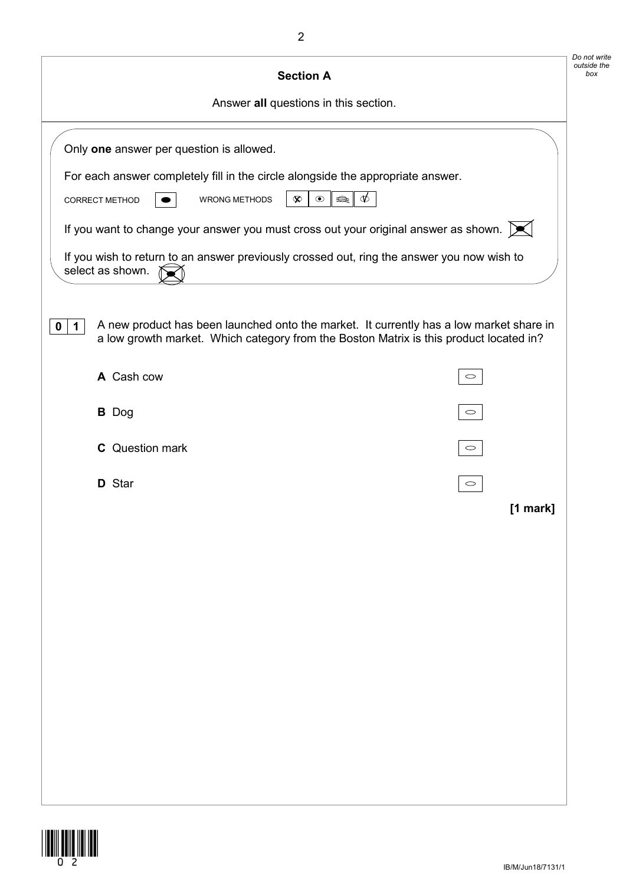## Section A

Answer **all** questions in this section.

Only **one** answer per question is allowed.

For each answer completely fill in the circle alongside the appropriate answer.

CORRECT METHOD ⬬ WRONG METHODS

If you want to change your answer you must cross out your original answer as shown.

If you wish to return to an answer previously crossed out, ring the answer you now wish to select as shown.

**0 1** A new product has been launched onto the market. It currently has a low market share in a low growth market. Which category from the Boston Matrix is this product located in?

**A** Cash cow ○

**B** Dog ○

**C** Question mark ○

**D** Star ○

**[1 mark]**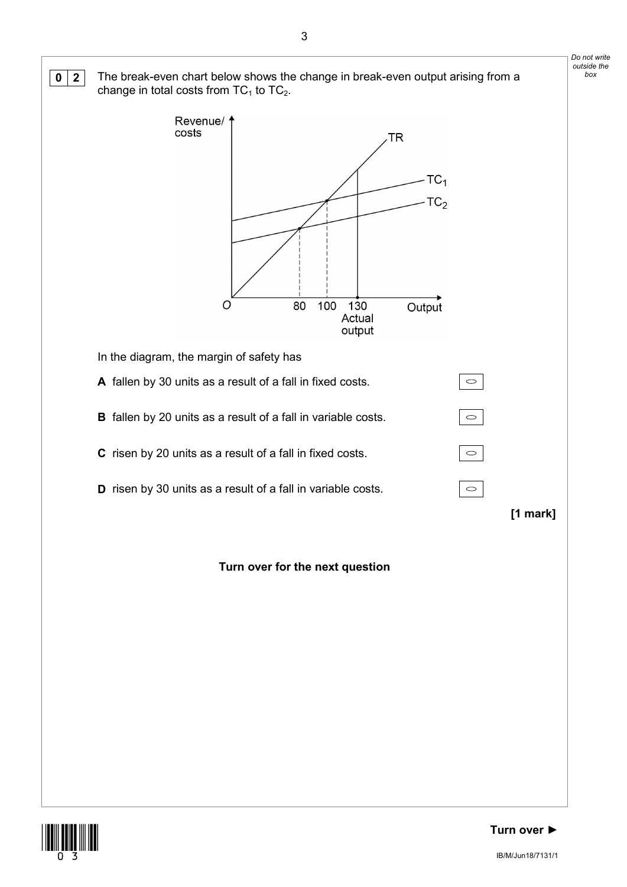**0 2** The break-even chart below shows the change in break-even output arising from a change in total costs from $TC_1$ to $TC_2$.

In the diagram, the margin of safety has

**A** fallen by 30 units as a result of a fall in fixed costs.

**B** fallen by 20 units as a result of a fall in variable costs.

**C** risen by 20 units as a result of a fall in fixed costs.

**D** risen by 30 units as a result of a fall in variable costs.

**[1 mark]**

**Turn over for the next question**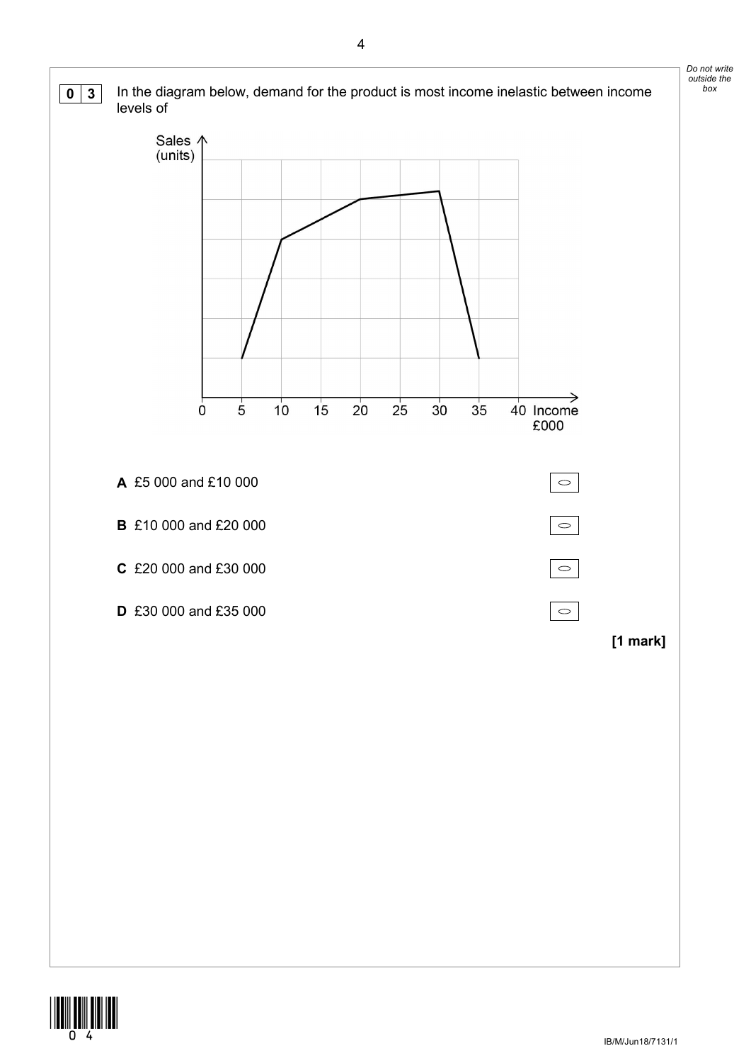**0 3** In the diagram below, demand for the product is most income inelastic between income levels of

Sales (units)

0 5 10 15 20 25 30 35 40 Income £000

**A** £5 000 and £10 000

**B** £10 000 and £20 000

**C** £20 000 and £30 000

**D** £30 000 and £35 000

**[1 mark]**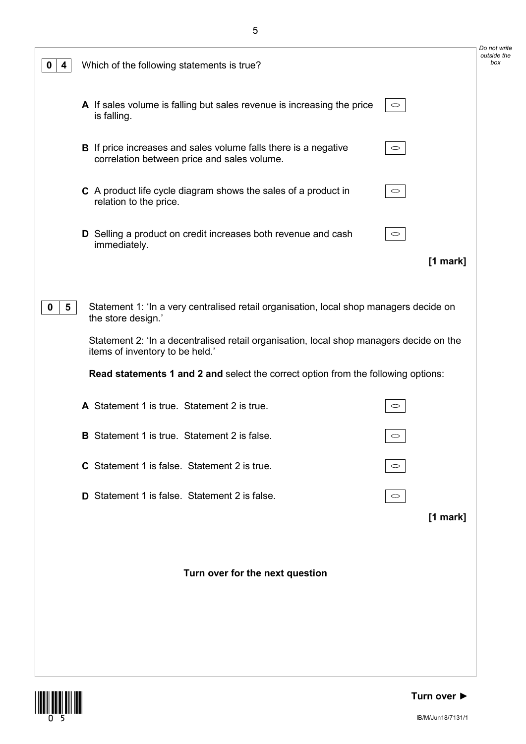**0 4** Which of the following statements is true?

**A** If sales volume is falling but sales revenue is increasing the price is falling. ○

**B** If price increases and sales volume falls there is a negative correlation between price and sales volume. ○

**C** A product life cycle diagram shows the sales of a product in relation to the price. ○

**D** Selling a product on credit increases both revenue and cash immediately. ○

**[1 mark]**

**0 5** Statement 1: 'In a very centralised retail organisation, local shop managers decide on the store design.'

Statement 2: 'In a decentralised retail organisation, local shop managers decide on the items of inventory to be held.'

**Read statements 1 and 2 and** select the correct option from the following options:

**A** Statement 1 is true. Statement 2 is true. ○

**B** Statement 1 is true. Statement 2 is false. ○

**C** Statement 1 is false. Statement 2 is true. ○

**D** Statement 1 is false. Statement 2 is false. ○

**[1 mark]**

**Turn over for the next question**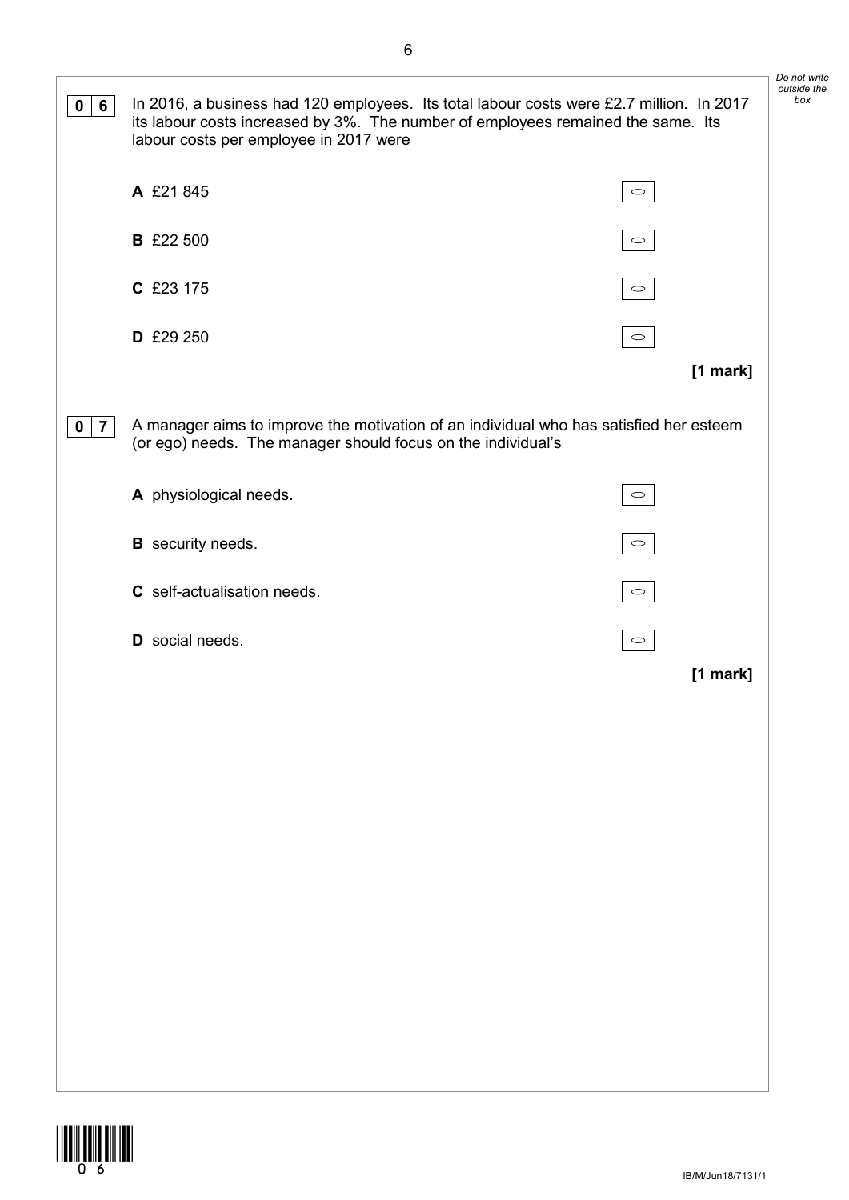**0 6** In 2016, a business had 120 employees. Its total labour costs were £2.7 million. In 2017 its labour costs increased by 3%. The number of employees remained the same. Its labour costs per employee in 2017 were

**A** £21 845

**B** £22 500

**C** £23 175

**D** £29 250

**[1 mark]**

**0 7** A manager aims to improve the motivation of an individual who has satisfied her esteem (or ego) needs. The manager should focus on the individual's

**A** physiological needs.

**B** security needs.

**C** self-actualisation needs.

**D** social needs.

**[1 mark]**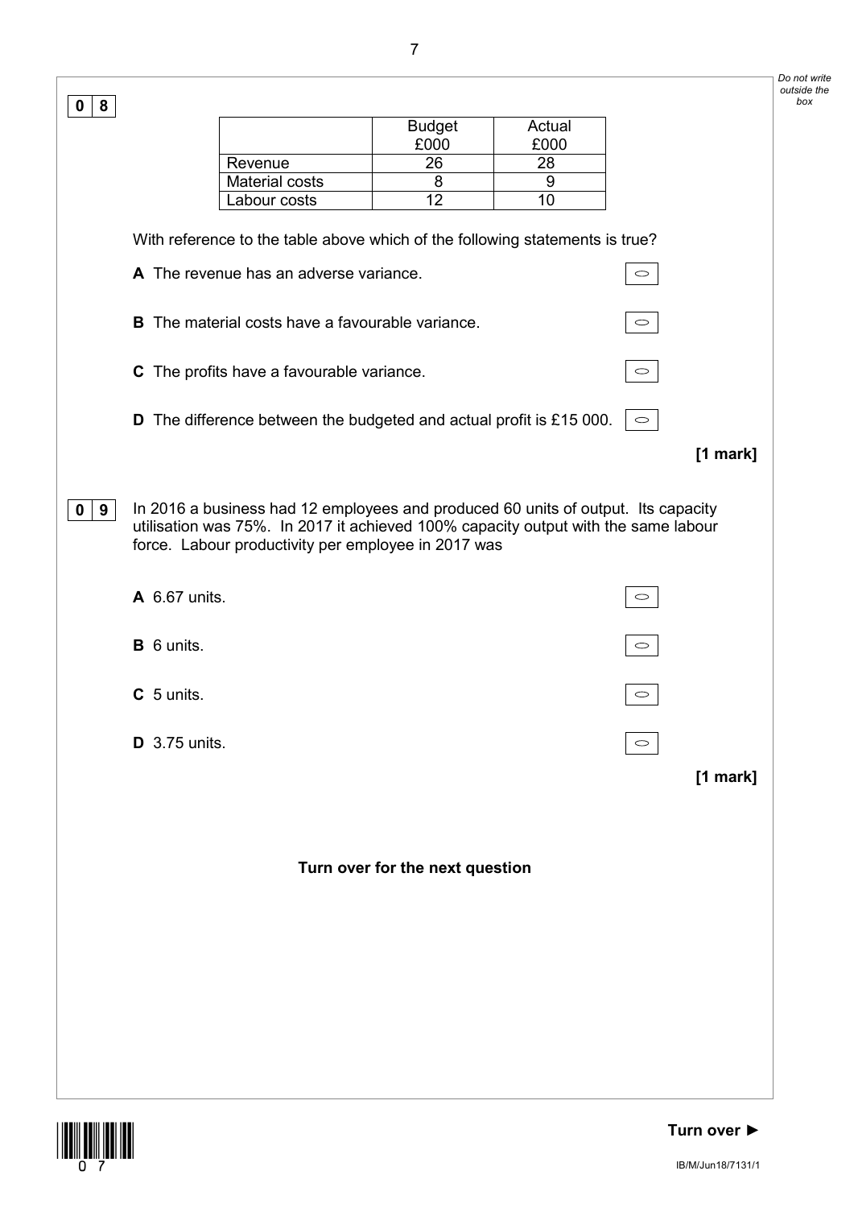**0 8**

| | Budget £000 | Actual £000 |
|---|---|---|
| Revenue | 26 | 28 |
| Material costs | 8 | 9 |
| Labour costs | 12 | 10 |

With reference to the table above which of the following statements is true?

**A** The revenue has an adverse variance.

**B** The material costs have a favourable variance.

**C** The profits have a favourable variance.

**D** The difference between the budgeted and actual profit is £15 000.

**[1 mark]**

**0 9** In 2016 a business had 12 employees and produced 60 units of output. Its capacity utilisation was 75%. In 2017 it achieved 100% capacity output with the same labour force. Labour productivity per employee in 2017 was

**A** 6.67 units.

**B** 6 units.

**C** 5 units.

**D** 3.75 units.

**[1 mark]**

**Turn over for the next question**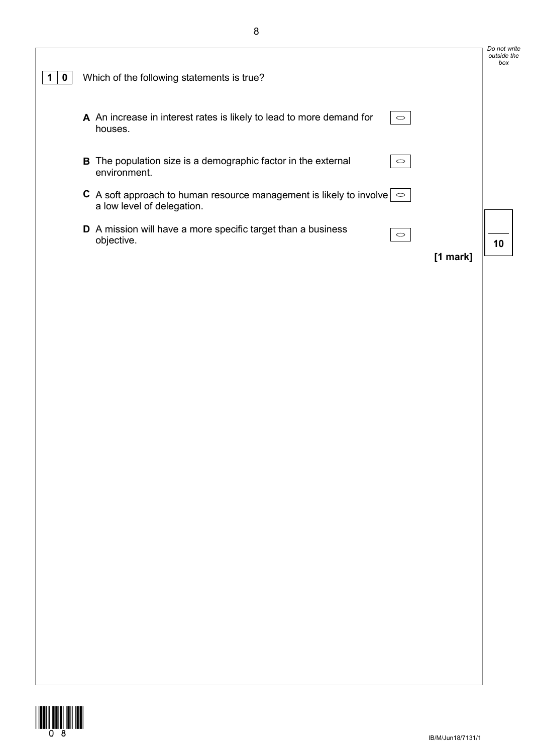**1 0** Which of the following statements is true?

**A** An increase in interest rates is likely to lead to more demand for houses. ○

**B** The population size is a demographic factor in the external environment. ○

**C** A soft approach to human resource management is likely to involve a low level of delegation. ○

**D** A mission will have a more specific target than a business objective. ○

**[1 mark]**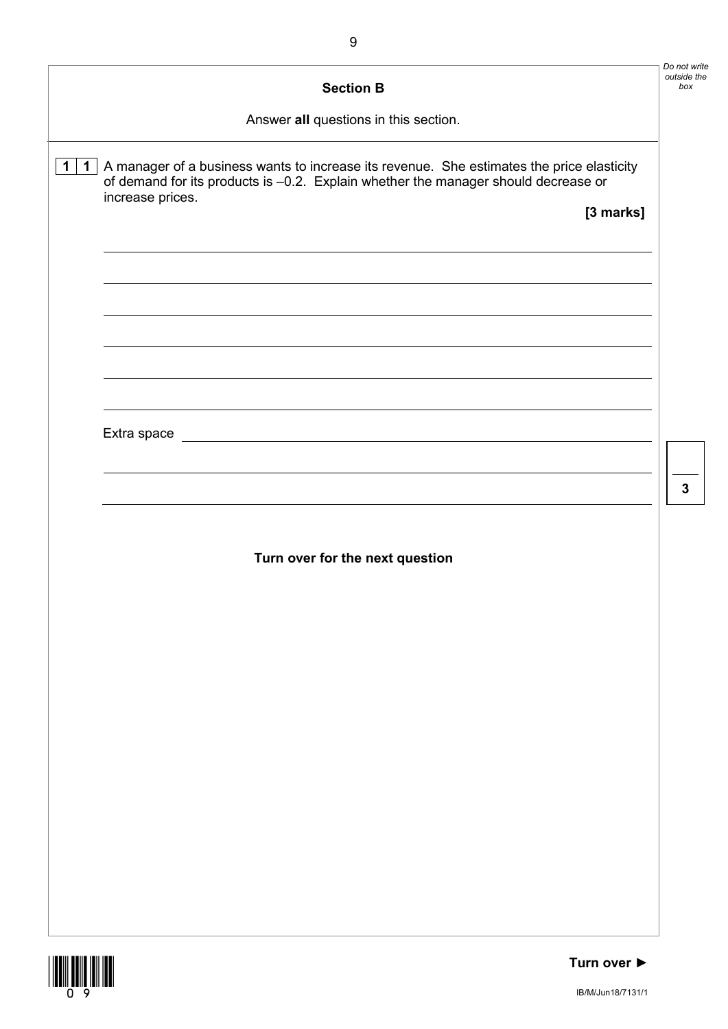## Section B

Answer **all** questions in this section.

**1 1** A manager of a business wants to increase its revenue. She estimates the price elasticity of demand for its products is –0.2. Explain whether the manager should decrease or increase prices.

**[3 marks]**

Extra space

**Turn over for the next question**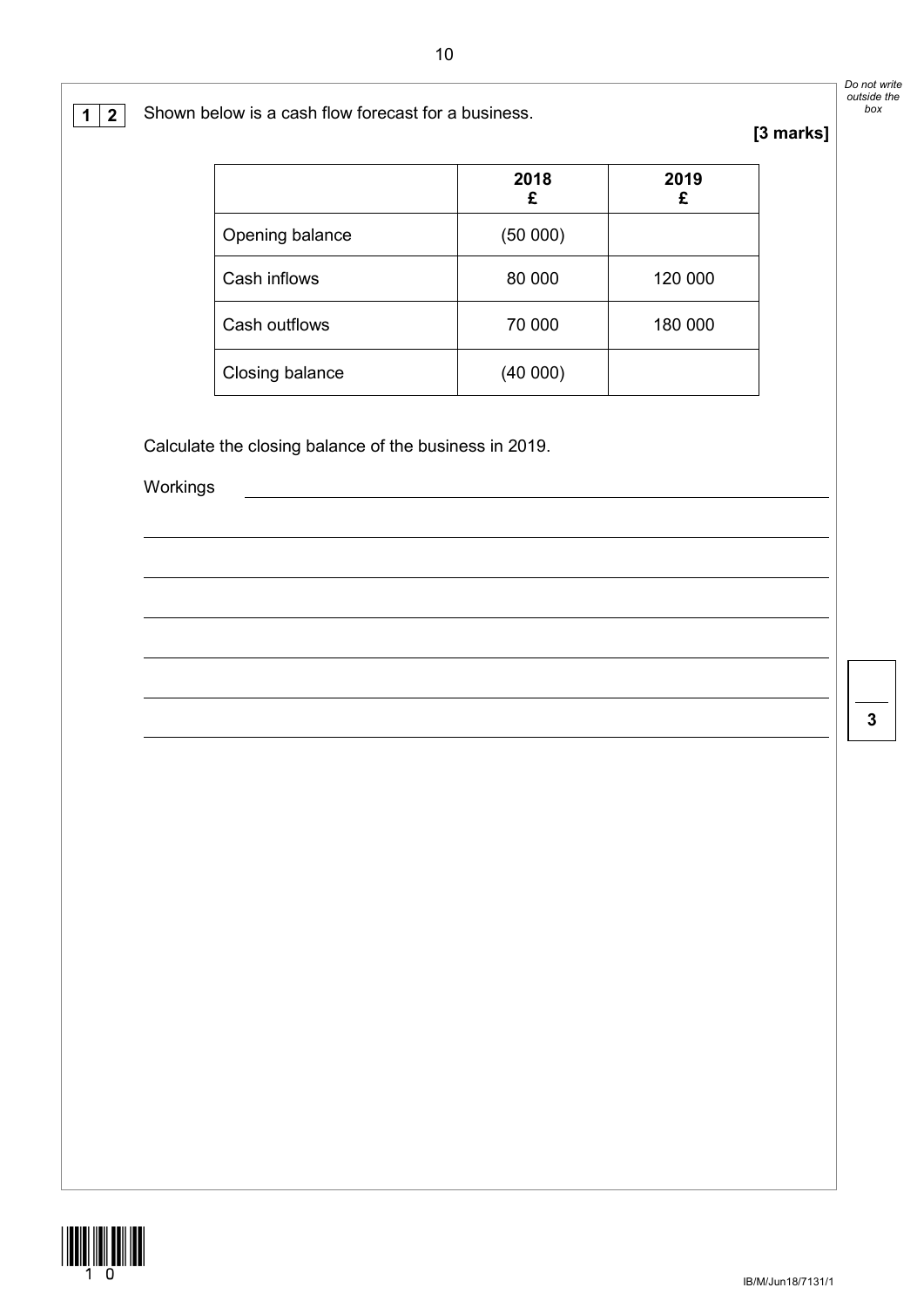**1 2** Shown below is a cash flow forecast for a business.

**[3 marks]**

| | **2018 £** | **2019 £** |
|---|---|---|
| Opening balance | (50 000) | |
| Cash inflows | 80 000 | 120 000 |
| Cash outflows | 70 000 | 180 000 |
| Closing balance | (40 000) | |

Calculate the closing balance of the business in 2019.

Workings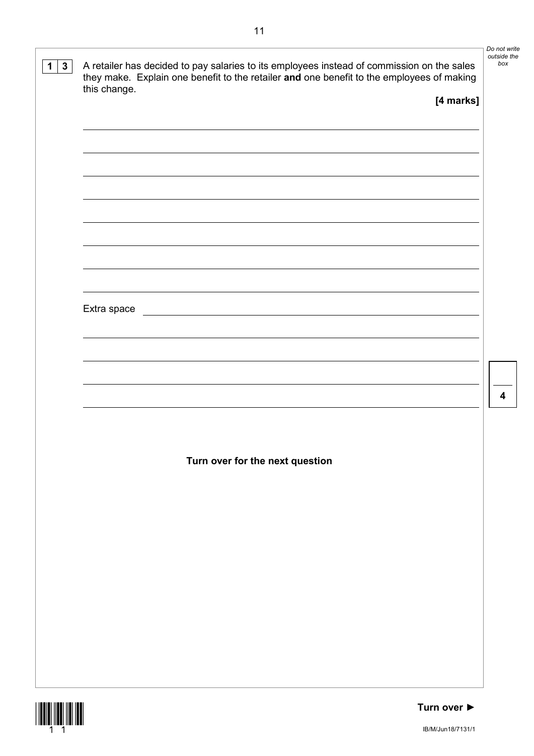**1 3** A retailer has decided to pay salaries to its employees instead of commission on the sales they make. Explain one benefit to the retailer **and** one benefit to the employees of making this change.

**[4 marks]**

Extra space

**Turn over for the next question**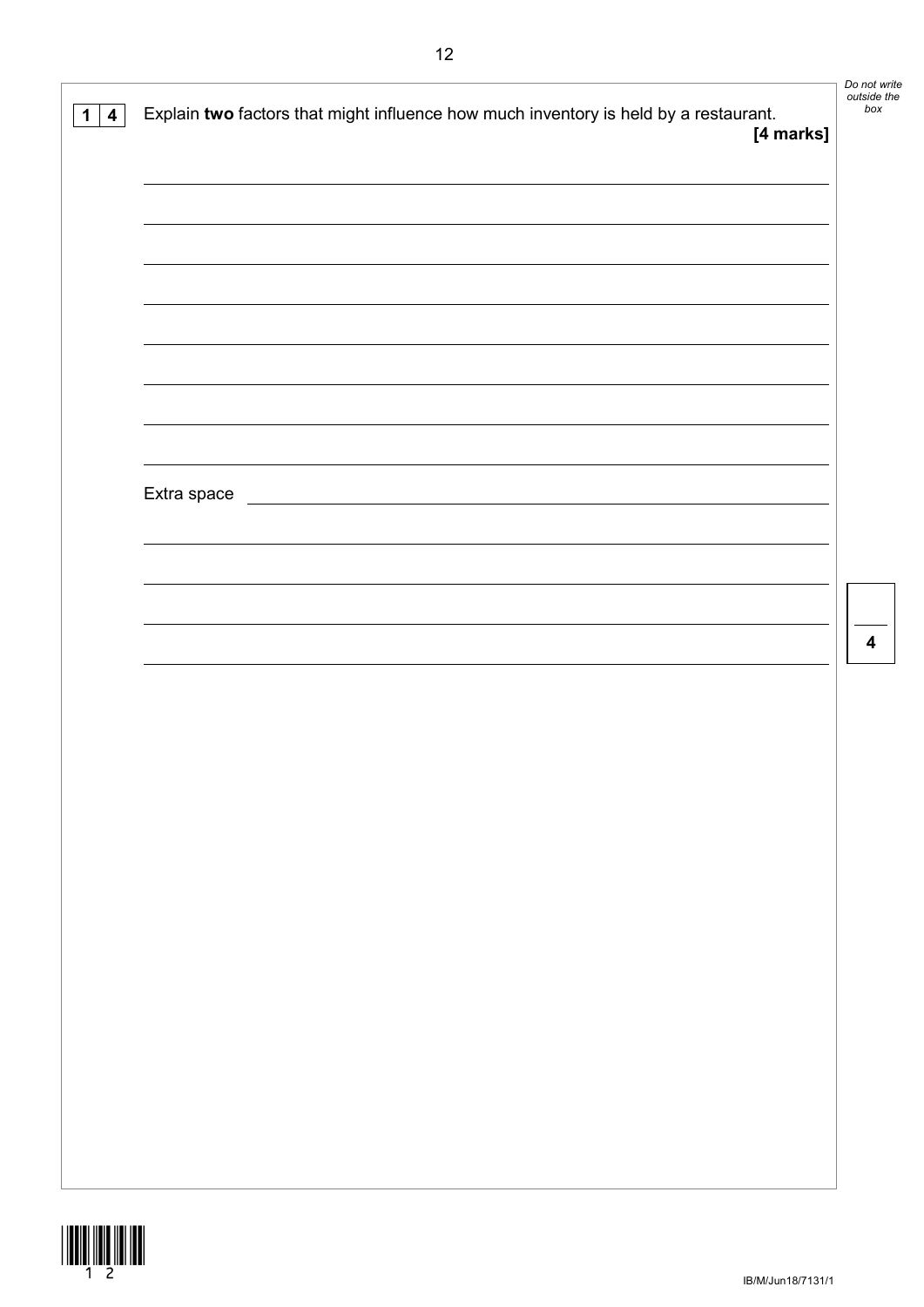**1 4** Explain **two** factors that might influence how much inventory is held by a restaurant.

**[4 marks]**

Extra space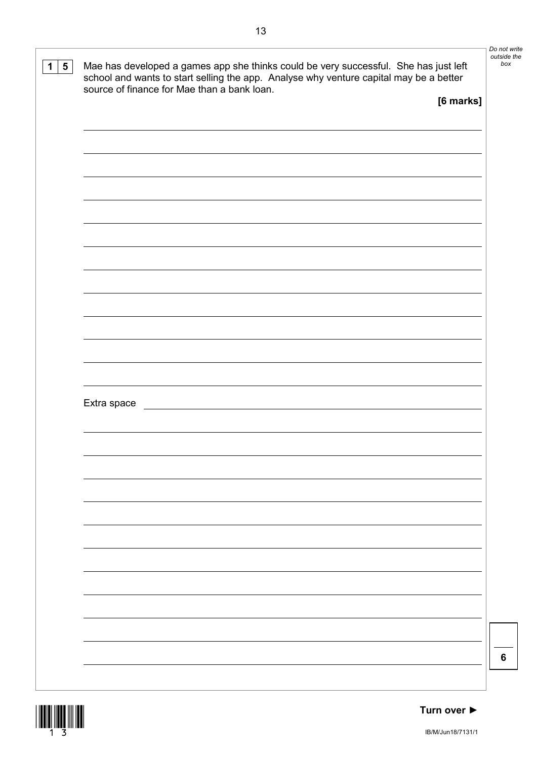**1 5** Mae has developed a games app she thinks could be very successful. She has just left school and wants to start selling the app. Analyse why venture capital may be a better source of finance for Mae than a bank loan.

**[6 marks]**

Extra space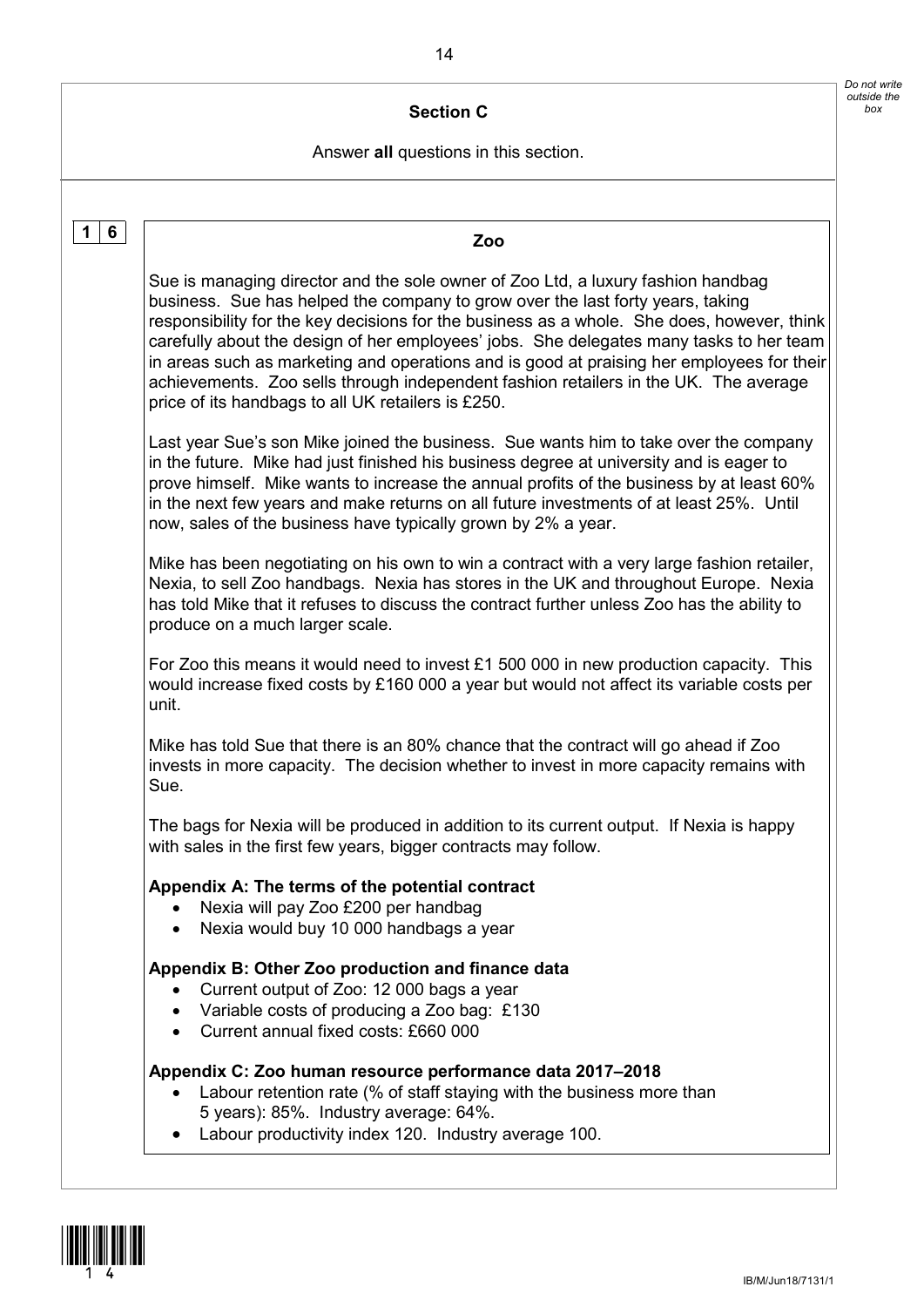## Section C

Answer **all** questions in this section.

**1 6**

### Zoo

Sue is managing director and the sole owner of Zoo Ltd, a luxury fashion handbag business. Sue has helped the company to grow over the last forty years, taking responsibility for the key decisions for the business as a whole. She does, however, think carefully about the design of her employees' jobs. She delegates many tasks to her team in areas such as marketing and operations and is good at praising her employees for their achievements. Zoo sells through independent fashion retailers in the UK. The average price of its handbags to all UK retailers is £250.

Last year Sue's son Mike joined the business. Sue wants him to take over the company in the future. Mike had just finished his business degree at university and is eager to prove himself. Mike wants to increase the annual profits of the business by at least 60% in the next few years and make returns on all future investments of at least 25%. Until now, sales of the business have typically grown by 2% a year.

Mike has been negotiating on his own to win a contract with a very large fashion retailer, Nexia, to sell Zoo handbags. Nexia has stores in the UK and throughout Europe. Nexia has told Mike that it refuses to discuss the contract further unless Zoo has the ability to produce on a much larger scale.

For Zoo this means it would need to invest £1 500 000 in new production capacity. This would increase fixed costs by £160 000 a year but would not affect its variable costs per unit.

Mike has told Sue that there is an 80% chance that the contract will go ahead if Zoo invests in more capacity. The decision whether to invest in more capacity remains with Sue.

The bags for Nexia will be produced in addition to its current output. If Nexia is happy with sales in the first few years, bigger contracts may follow.

**Appendix A: The terms of the potential contract**

- Nexia will pay Zoo £200 per handbag
- Nexia would buy 10 000 handbags a year

**Appendix B: Other Zoo production and finance data**

- Current output of Zoo: 12 000 bags a year
- Variable costs of producing a Zoo bag: £130
- Current annual fixed costs: £660 000

**Appendix C: Zoo human resource performance data 2017–2018**

- Labour retention rate (% of staff staying with the business more than 5 years): 85%. Industry average: 64%.
- Labour productivity index 120. Industry average 100.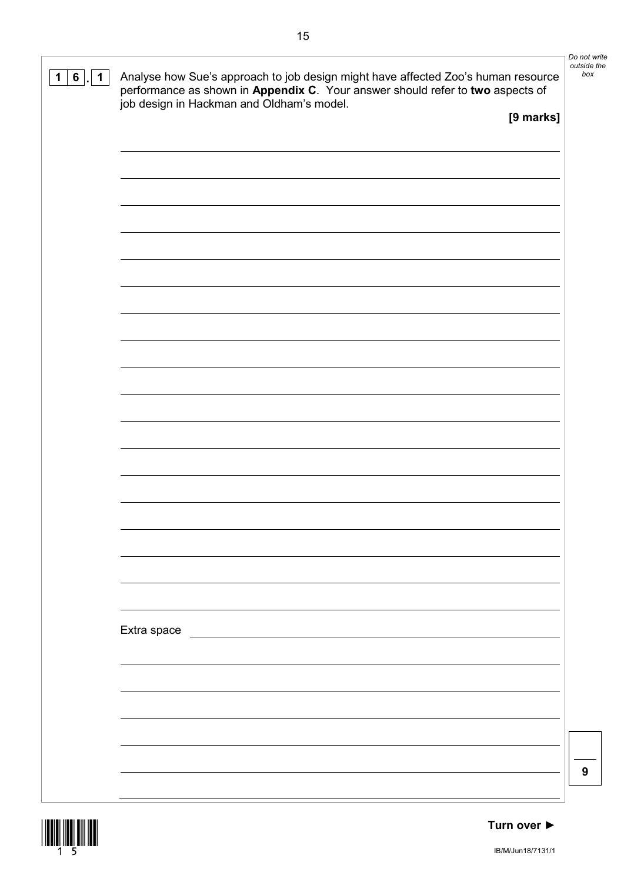**1 6 . 1** Analyse how Sue's approach to job design might have affected Zoo's human resource performance as shown in **Appendix C**. Your answer should refer to **two** aspects of job design in Hackman and Oldham's model.

**[9 marks]**

Extra space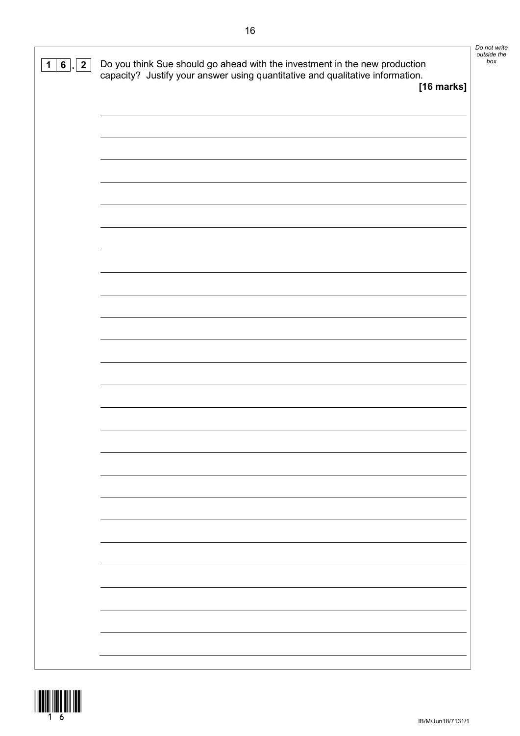**16.2** Do you think Sue should go ahead with the investment in the new production capacity? Justify your answer using quantitative and qualitative information.

**[16 marks]**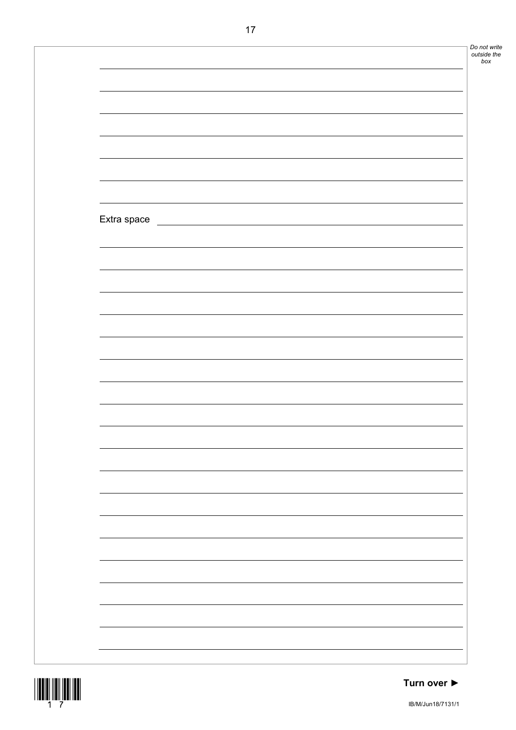Extra space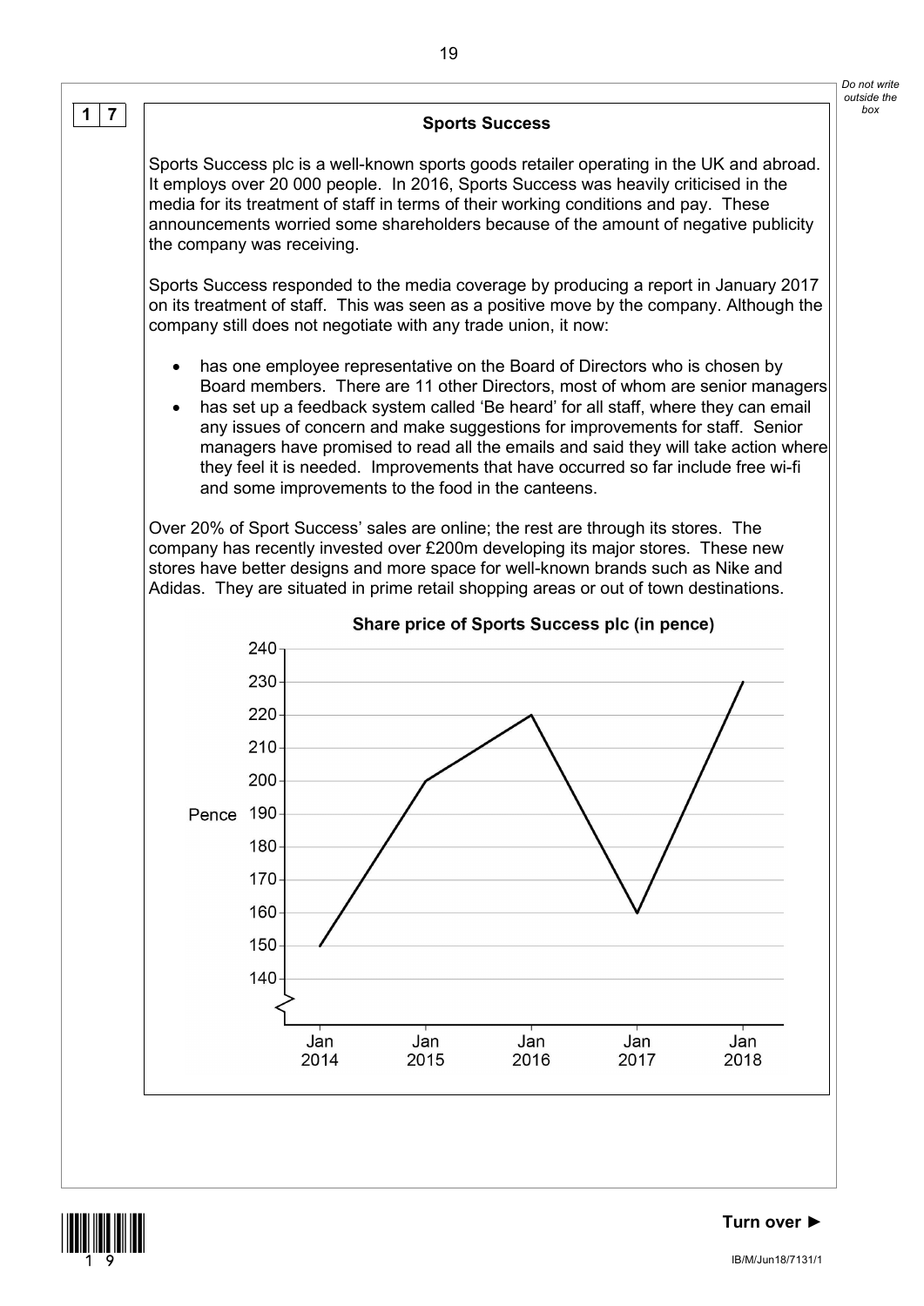**1 7**

## Sports Success

Sports Success plc is a well-known sports goods retailer operating in the UK and abroad. It employs over 20 000 people. In 2016, Sports Success was heavily criticised in the media for its treatment of staff in terms of their working conditions and pay. These announcements worried some shareholders because of the amount of negative publicity the company was receiving.

Sports Success responded to the media coverage by producing a report in January 2017 on its treatment of staff. This was seen as a positive move by the company. Although the company still does not negotiate with any trade union, it now:

- has one employee representative on the Board of Directors who is chosen by Board members. There are 11 other Directors, most of whom are senior managers
- has set up a feedback system called 'Be heard' for all staff, where they can email any issues of concern and make suggestions for improvements for staff. Senior managers have promised to read all the emails and said they will take action where they feel it is needed. Improvements that have occurred so far include free wi-fi and some improvements to the food in the canteens.

Over 20% of Sport Success' sales are online; the rest are through its stores. The company has recently invested over £200m developing its major stores. These new stores have better designs and more space for well-known brands such as Nike and Adidas. They are situated in prime retail shopping areas or out of town destinations.

**Share price of Sports Success plc (in pence)**

| Date | Pence |
|---|---|
| Jan 2014 | 150 |
| Jan 2015 | 200 |
| Jan 2016 | 220 |
| Jan 2017 | 160 |
| Jan 2018 | 230 |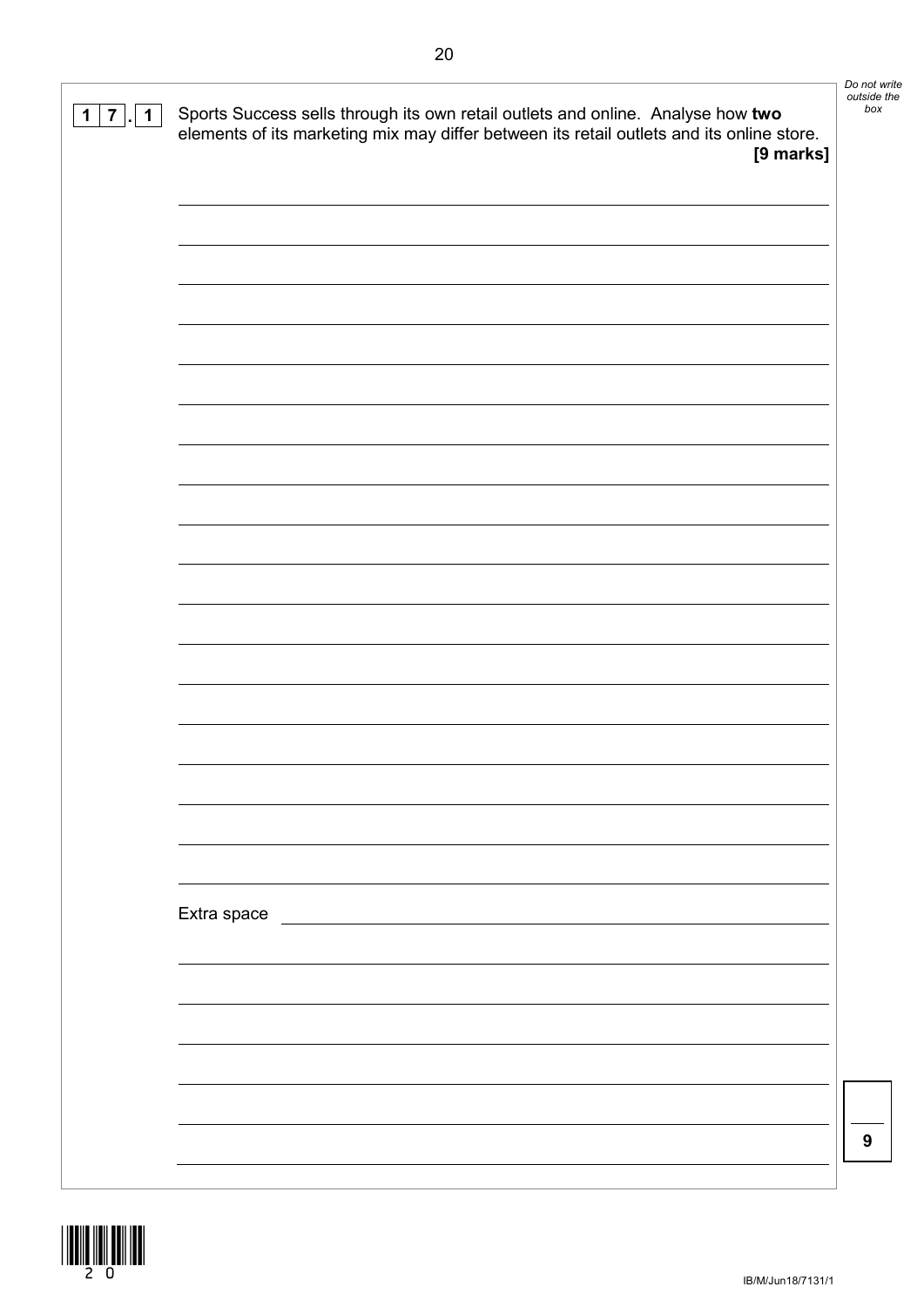**17.1** Sports Success sells through its own retail outlets and online. Analyse how **two** elements of its marketing mix may differ between its retail outlets and its online store.

**[9 marks]**

Extra space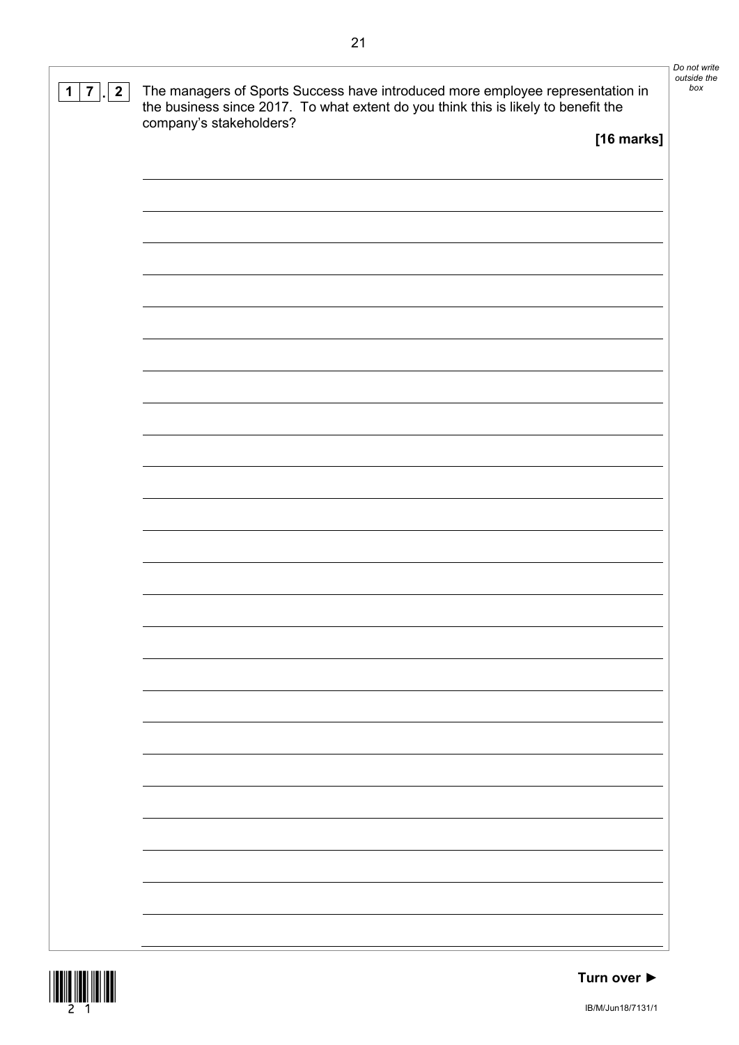**1 7 . 2** The managers of Sports Success have introduced more employee representation in the business since 2017. To what extent do you think this is likely to benefit the company's stakeholders?

**[16 marks]**

*Do not write outside the box*

**Turn over ►**

IB/M/Jun18/7131/1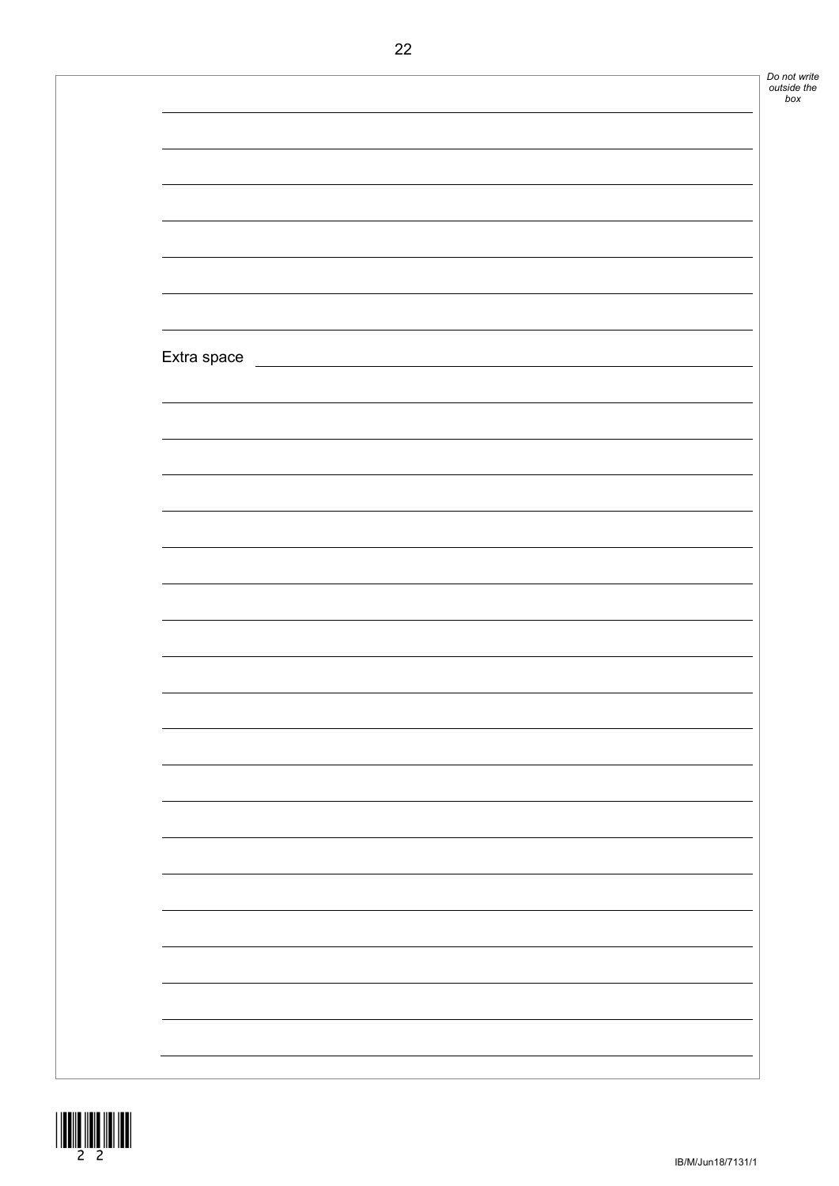Extra space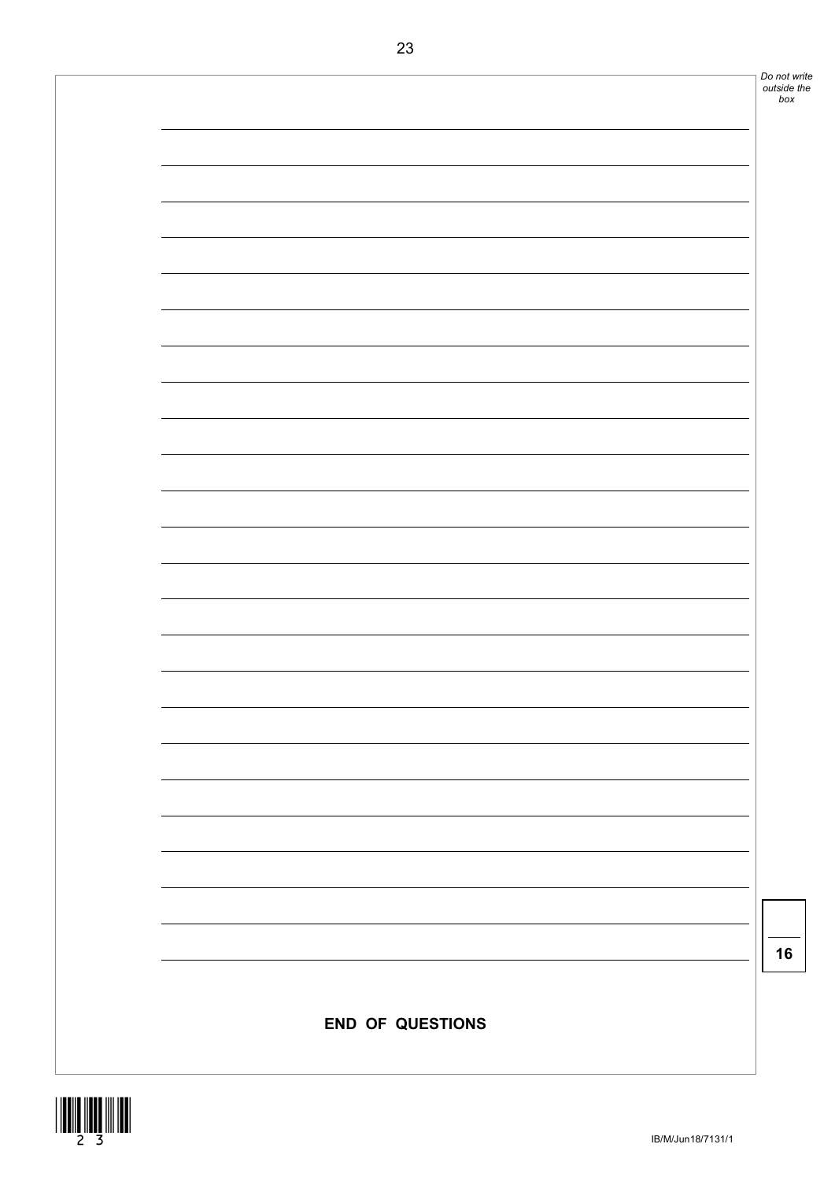16

**END OF QUESTIONS**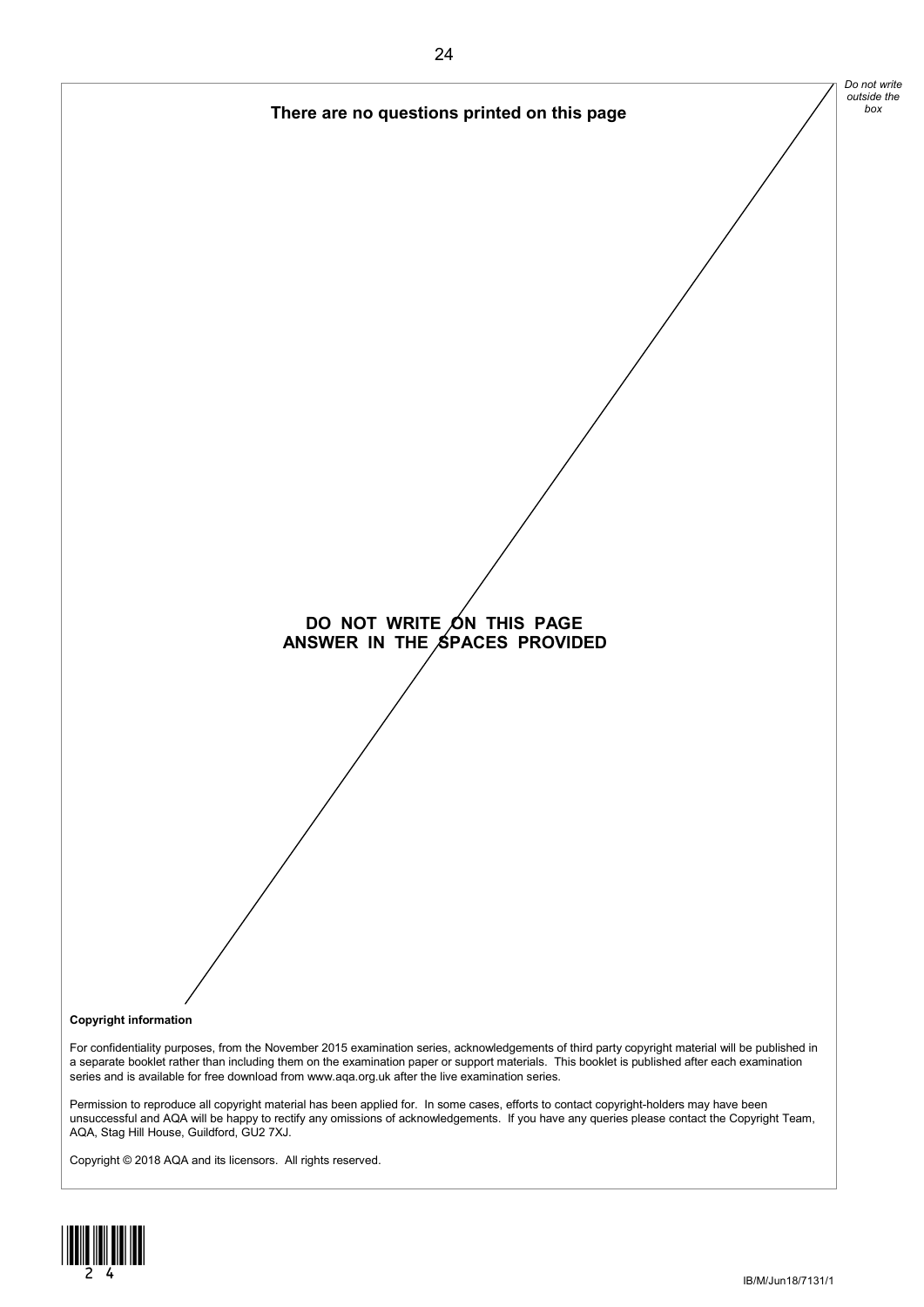**There are no questions printed on this page**

**DO NOT WRITE ON THIS PAGE
ANSWER IN THE SPACES PROVIDED**

**Copyright information**

For confidentiality purposes, from the November 2015 examination series, acknowledgements of third party copyright material will be published in a separate booklet rather than including them on the examination paper or support materials. This booklet is published after each examination series and is available for free download from www.aqa.org.uk after the live examination series.

Permission to reproduce all copyright material has been applied for. In some cases, efforts to contact copyright-holders may have been unsuccessful and AQA will be happy to rectify any omissions of acknowledgements. If you have any queries please contact the Copyright Team, AQA, Stag Hill House, Guildford, GU2 7XJ.

Copyright © 2018 AQA and its licensors. All rights reserved.